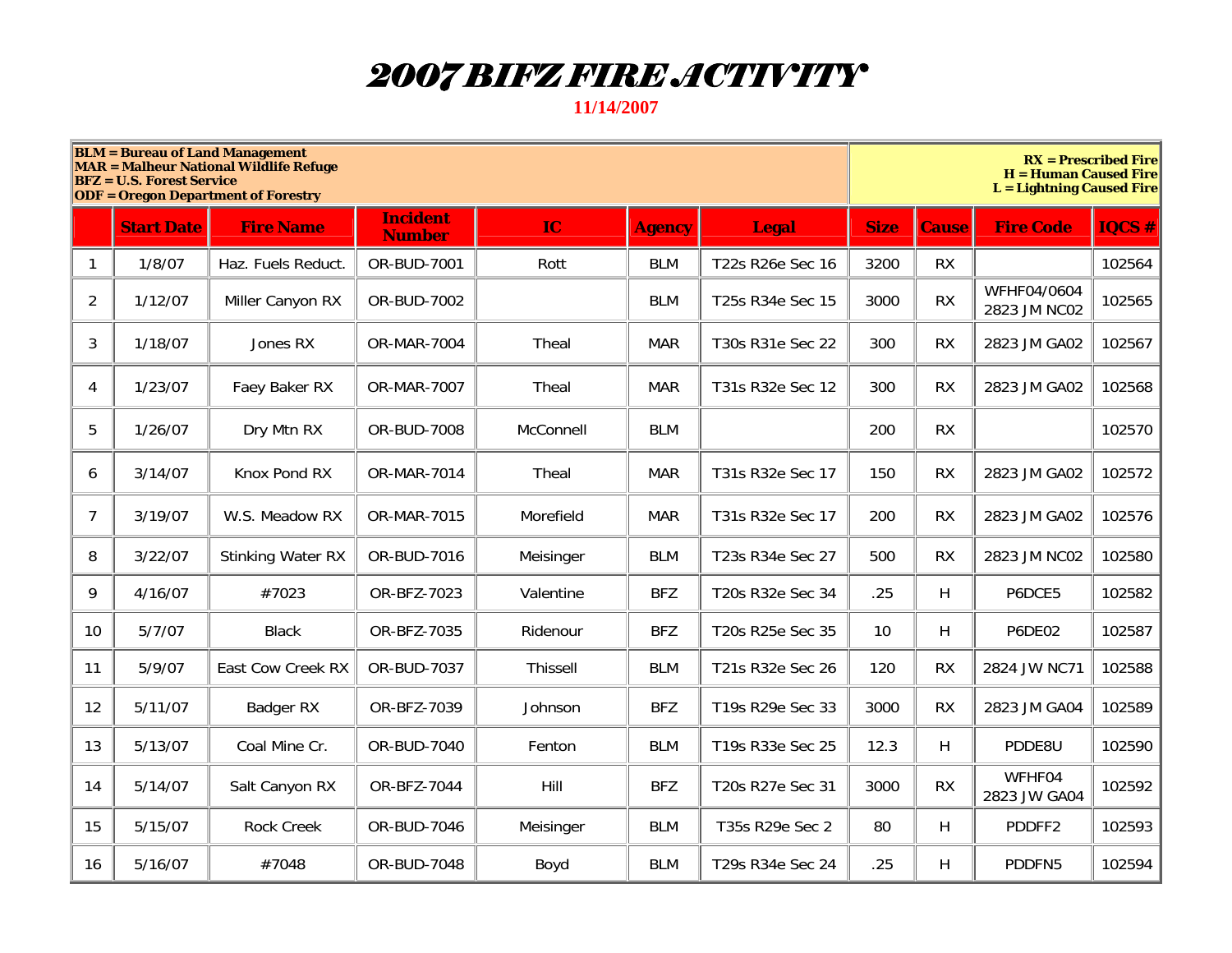# 2007 BIFZ FIRE ACTIVITY

**11/14/2007**

**BLM = Bureau of Land Management**
**MAR = Malheur National Wildlife Refuge**
**BFZ = U.S. Forest Service**
**ODF = Oregon Department of Forestry**

**RX = Prescribed Fire**
**H = Human Caused Fire**
**L = Lightning Caused Fire**

| | Start Date | Fire Name | Incident Number | IC | Agency | Legal | Size | Cause | Fire Code | IQCS # |
|---|---|---|---|---|---|---|---|---|---|---|
| 1 | 1/8/07 | Haz. Fuels Reduct. | OR-BUD-7001 | Rott | BLM | T22s R26e Sec 16 | 3200 | RX | | 102564 |
| 2 | 1/12/07 | Miller Canyon RX | OR-BUD-7002 | | BLM | T25s R34e Sec 15 | 3000 | RX | WFHF04/0604 2823 JM NC02 | 102565 |
| 3 | 1/18/07 | Jones RX | OR-MAR-7004 | Theal | MAR | T30s R31e Sec 22 | 300 | RX | 2823 JM GA02 | 102567 |
| 4 | 1/23/07 | Faey Baker RX | OR-MAR-7007 | Theal | MAR | T31s R32e Sec 12 | 300 | RX | 2823 JM GA02 | 102568 |
| 5 | 1/26/07 | Dry Mtn RX | OR-BUD-7008 | McConnell | BLM | | 200 | RX | | 102570 |
| 6 | 3/14/07 | Knox Pond RX | OR-MAR-7014 | Theal | MAR | T31s R32e Sec 17 | 150 | RX | 2823 JM GA02 | 102572 |
| 7 | 3/19/07 | W.S. Meadow RX | OR-MAR-7015 | Morefield | MAR | T31s R32e Sec 17 | 200 | RX | 2823 JM GA02 | 102576 |
| 8 | 3/22/07 | Stinking Water RX | OR-BUD-7016 | Meisinger | BLM | T23s R34e Sec 27 | 500 | RX | 2823 JM NC02 | 102580 |
| 9 | 4/16/07 | #7023 | OR-BFZ-7023 | Valentine | BFZ | T20s R32e Sec 34 | .25 | H | P6DCE5 | 102582 |
| 10 | 5/7/07 | Black | OR-BFZ-7035 | Ridenour | BFZ | T20s R25e Sec 35 | 10 | H | P6DE02 | 102587 |
| 11 | 5/9/07 | East Cow Creek RX | OR-BUD-7037 | Thissell | BLM | T21s R32e Sec 26 | 120 | RX | 2824 JW NC71 | 102588 |
| 12 | 5/11/07 | Badger RX | OR-BFZ-7039 | Johnson | BFZ | T19s R29e Sec 33 | 3000 | RX | 2823 JM GA04 | 102589 |
| 13 | 5/13/07 | Coal Mine Cr. | OR-BUD-7040 | Fenton | BLM | T19s R33e Sec 25 | 12.3 | H | PDDE8U | 102590 |
| 14 | 5/14/07 | Salt Canyon RX | OR-BFZ-7044 | Hill | BFZ | T20s R27e Sec 31 | 3000 | RX | WFHF04 2823 JW GA04 | 102592 |
| 15 | 5/15/07 | Rock Creek | OR-BUD-7046 | Meisinger | BLM | T35s R29e Sec 2 | 80 | H | PDDFF2 | 102593 |
| 16 | 5/16/07 | #7048 | OR-BUD-7048 | Boyd | BLM | T29s R34e Sec 24 | .25 | H | PDDFN5 | 102594 |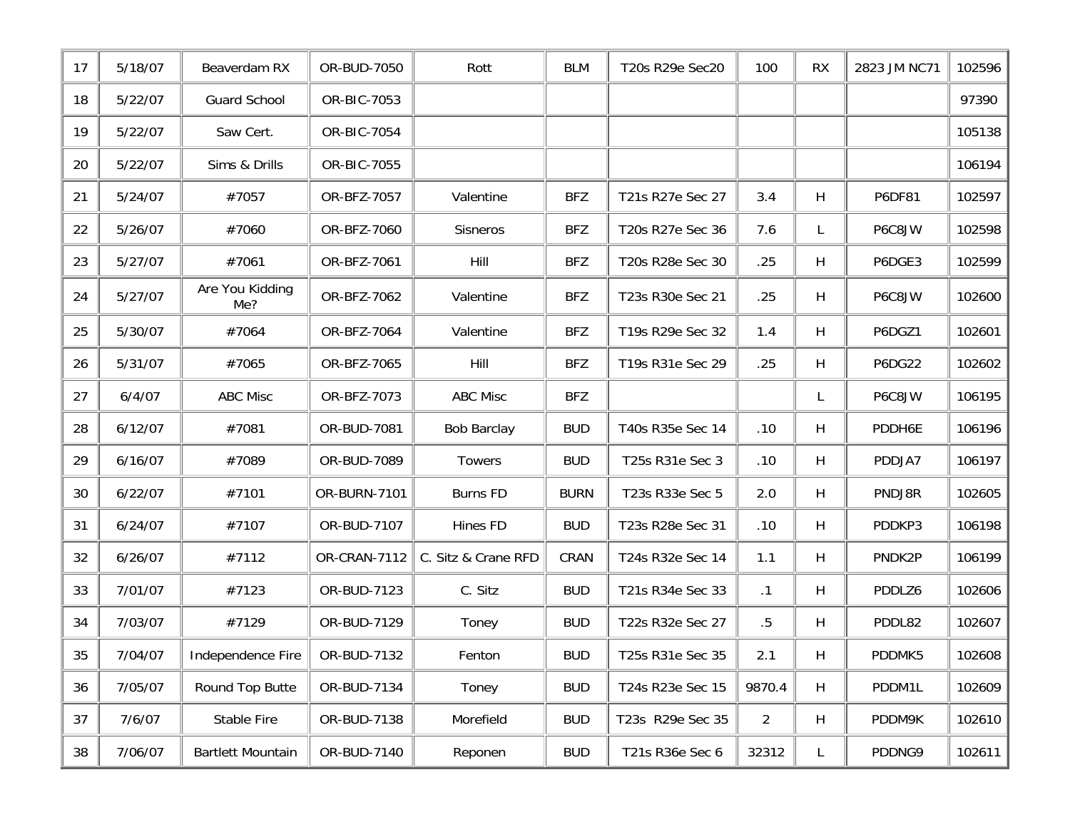| 17 | 5/18/07 | Beaverdam RX | OR-BUD-7050 | Rott | BLM | T20s R29e Sec20 | 100 | RX | 2823 JM NC71 | 102596 |
|---|---|---|---|---|---|---|---|---|---|---|
| 18 | 5/22/07 | Guard School | OR-BIC-7053 | | | | | | | 97390 |
| 19 | 5/22/07 | Saw Cert. | OR-BIC-7054 | | | | | | | 105138 |
| 20 | 5/22/07 | Sims & Drills | OR-BIC-7055 | | | | | | | 106194 |
| 21 | 5/24/07 | #7057 | OR-BFZ-7057 | Valentine | BFZ | T21s R27e Sec 27 | 3.4 | H | P6DF81 | 102597 |
| 22 | 5/26/07 | #7060 | OR-BFZ-7060 | Sisneros | BFZ | T20s R27e Sec 36 | 7.6 | L | P6C8JW | 102598 |
| 23 | 5/27/07 | #7061 | OR-BFZ-7061 | Hill | BFZ | T20s R28e Sec 30 | .25 | H | P6DGE3 | 102599 |
| 24 | 5/27/07 | Are You Kidding Me? | OR-BFZ-7062 | Valentine | BFZ | T23s R30e Sec 21 | .25 | H | P6C8JW | 102600 |
| 25 | 5/30/07 | #7064 | OR-BFZ-7064 | Valentine | BFZ | T19s R29e Sec 32 | 1.4 | H | P6DGZ1 | 102601 |
| 26 | 5/31/07 | #7065 | OR-BFZ-7065 | Hill | BFZ | T19s R31e Sec 29 | .25 | H | P6DG22 | 102602 |
| 27 | 6/4/07 | ABC Misc | OR-BFZ-7073 | ABC Misc | BFZ | | | L | P6C8JW | 106195 |
| 28 | 6/12/07 | #7081 | OR-BUD-7081 | Bob Barclay | BUD | T40s R35e Sec 14 | .10 | H | PDDH6E | 106196 |
| 29 | 6/16/07 | #7089 | OR-BUD-7089 | Towers | BUD | T25s R31e Sec 3 | .10 | H | PDDJA7 | 106197 |
| 30 | 6/22/07 | #7101 | OR-BURN-7101 | Burns FD | BURN | T23s R33e Sec 5 | 2.0 | H | PNDJ8R | 102605 |
| 31 | 6/24/07 | #7107 | OR-BUD-7107 | Hines FD | BUD | T23s R28e Sec 31 | .10 | H | PDDKP3 | 106198 |
| 32 | 6/26/07 | #7112 | OR-CRAN-7112 | C. Sitz & Crane RFD | CRAN | T24s R32e Sec 14 | 1.1 | H | PNDK2P | 106199 |
| 33 | 7/01/07 | #7123 | OR-BUD-7123 | C. Sitz | BUD | T21s R34e Sec 33 | .1 | H | PDDLZ6 | 102606 |
| 34 | 7/03/07 | #7129 | OR-BUD-7129 | Toney | BUD | T22s R32e Sec 27 | .5 | H | PDDL82 | 102607 |
| 35 | 7/04/07 | Independence Fire | OR-BUD-7132 | Fenton | BUD | T25s R31e Sec 35 | 2.1 | H | PDDMK5 | 102608 |
| 36 | 7/05/07 | Round Top Butte | OR-BUD-7134 | Toney | BUD | T24s R23e Sec 15 | 9870.4 | H | PDDM1L | 102609 |
| 37 | 7/6/07 | Stable Fire | OR-BUD-7138 | Morefield | BUD | T23s R29e Sec 35 | 2 | H | PDDM9K | 102610 |
| 38 | 7/06/07 | Bartlett Mountain | OR-BUD-7140 | Reponen | BUD | T21s R36e Sec 6 | 32312 | L | PDDNG9 | 102611 |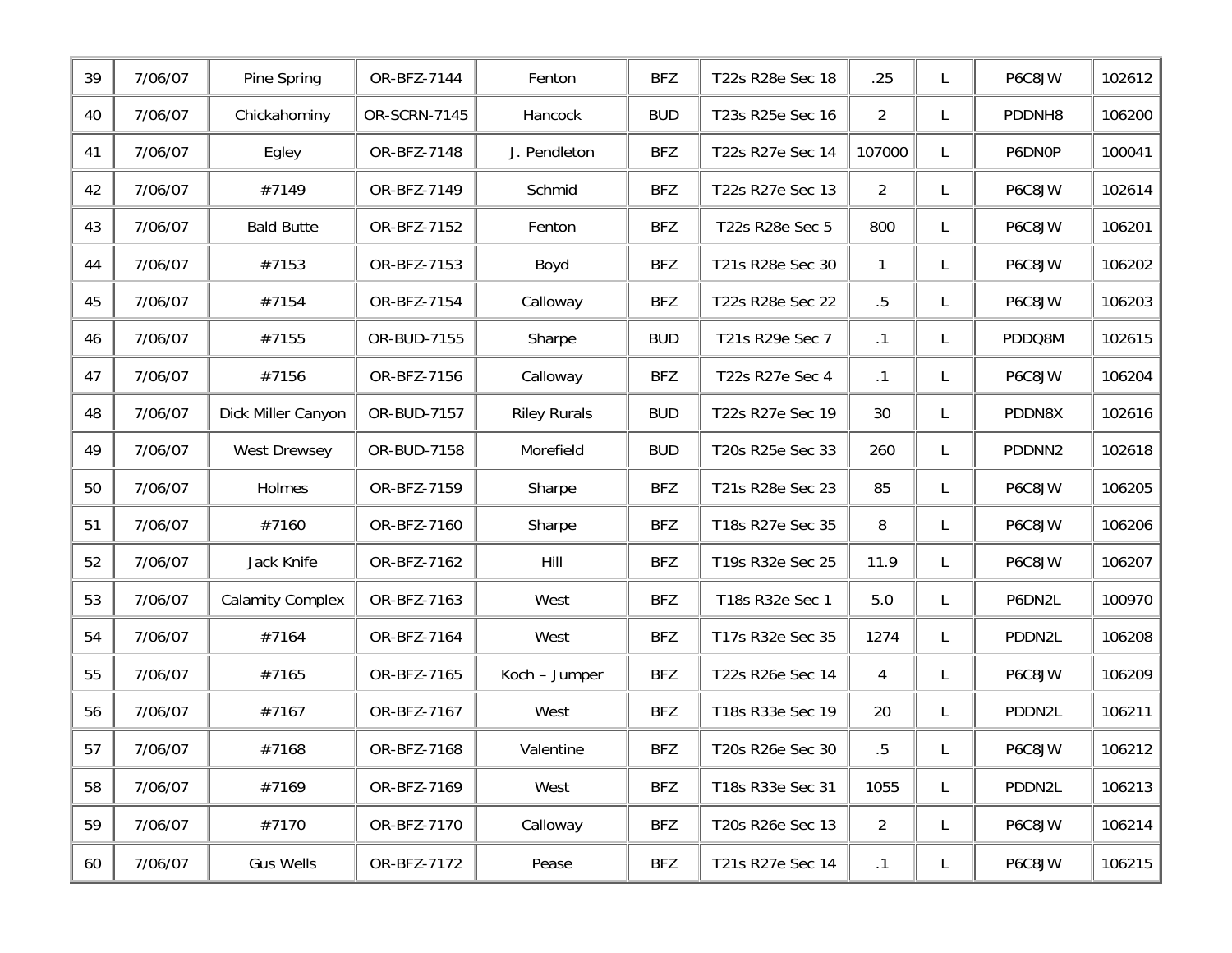| 39 | 7/06/07 | Pine Spring | OR-BFZ-7144 | Fenton | BFZ | T22s R28e Sec 18 | .25 | L | P6C8JW | 102612 |
|---|---|---|---|---|---|---|---|---|---|---|
| 40 | 7/06/07 | Chickahominy | OR-SCRN-7145 | Hancock | BUD | T23s R25e Sec 16 | 2 | L | PDDNH8 | 106200 |
| 41 | 7/06/07 | Egley | OR-BFZ-7148 | J. Pendleton | BFZ | T22s R27e Sec 14 | 107000 | L | P6DN0P | 100041 |
| 42 | 7/06/07 | #7149 | OR-BFZ-7149 | Schmid | BFZ | T22s R27e Sec 13 | 2 | L | P6C8JW | 102614 |
| 43 | 7/06/07 | Bald Butte | OR-BFZ-7152 | Fenton | BFZ | T22s R28e Sec 5 | 800 | L | P6C8JW | 106201 |
| 44 | 7/06/07 | #7153 | OR-BFZ-7153 | Boyd | BFZ | T21s R28e Sec 30 | 1 | L | P6C8JW | 106202 |
| 45 | 7/06/07 | #7154 | OR-BFZ-7154 | Calloway | BFZ | T22s R28e Sec 22 | .5 | L | P6C8JW | 106203 |
| 46 | 7/06/07 | #7155 | OR-BUD-7155 | Sharpe | BUD | T21s R29e Sec 7 | .1 | L | PDDQ8M | 102615 |
| 47 | 7/06/07 | #7156 | OR-BFZ-7156 | Calloway | BFZ | T22s R27e Sec 4 | .1 | L | P6C8JW | 106204 |
| 48 | 7/06/07 | Dick Miller Canyon | OR-BUD-7157 | Riley Rurals | BUD | T22s R27e Sec 19 | 30 | L | PDDN8X | 102616 |
| 49 | 7/06/07 | West Drewsey | OR-BUD-7158 | Morefield | BUD | T20s R25e Sec 33 | 260 | L | PDDNN2 | 102618 |
| 50 | 7/06/07 | Holmes | OR-BFZ-7159 | Sharpe | BFZ | T21s R28e Sec 23 | 85 | L | P6C8JW | 106205 |
| 51 | 7/06/07 | #7160 | OR-BFZ-7160 | Sharpe | BFZ | T18s R27e Sec 35 | 8 | L | P6C8JW | 106206 |
| 52 | 7/06/07 | Jack Knife | OR-BFZ-7162 | Hill | BFZ | T19s R32e Sec 25 | 11.9 | L | P6C8JW | 106207 |
| 53 | 7/06/07 | Calamity Complex | OR-BFZ-7163 | West | BFZ | T18s R32e Sec 1 | 5.0 | L | P6DN2L | 100970 |
| 54 | 7/06/07 | #7164 | OR-BFZ-7164 | West | BFZ | T17s R32e Sec 35 | 1274 | L | PDDN2L | 106208 |
| 55 | 7/06/07 | #7165 | OR-BFZ-7165 | Koch – Jumper | BFZ | T22s R26e Sec 14 | 4 | L | P6C8JW | 106209 |
| 56 | 7/06/07 | #7167 | OR-BFZ-7167 | West | BFZ | T18s R33e Sec 19 | 20 | L | PDDN2L | 106211 |
| 57 | 7/06/07 | #7168 | OR-BFZ-7168 | Valentine | BFZ | T20s R26e Sec 30 | .5 | L | P6C8JW | 106212 |
| 58 | 7/06/07 | #7169 | OR-BFZ-7169 | West | BFZ | T18s R33e Sec 31 | 1055 | L | PDDN2L | 106213 |
| 59 | 7/06/07 | #7170 | OR-BFZ-7170 | Calloway | BFZ | T20s R26e Sec 13 | 2 | L | P6C8JW | 106214 |
| 60 | 7/06/07 | Gus Wells | OR-BFZ-7172 | Pease | BFZ | T21s R27e Sec 14 | .1 | L | P6C8JW | 106215 |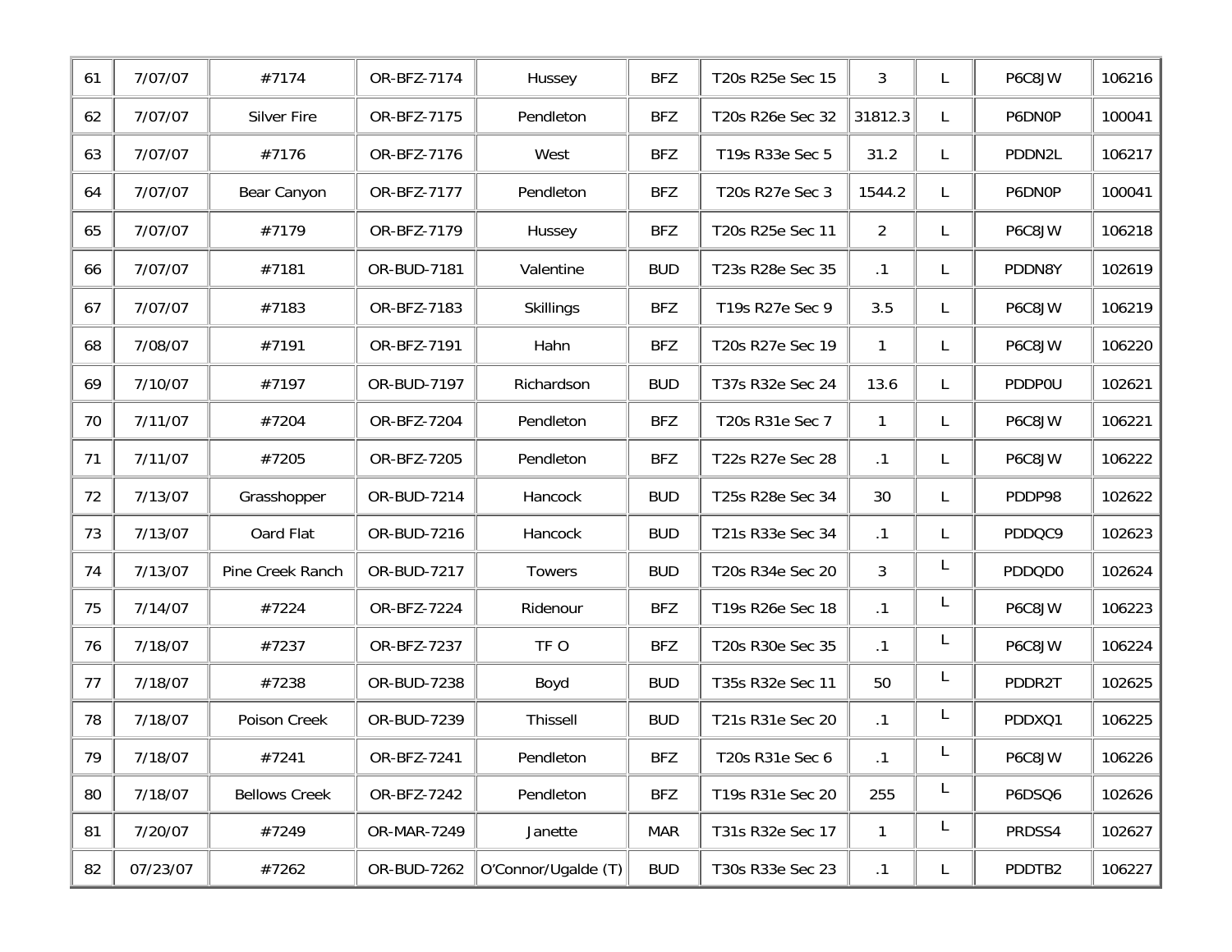| 61 | 7/07/07 | #7174 | OR-BFZ-7174 | Hussey | BFZ | T20s R25e Sec 15 | 3 | L | P6C8JW | 106216 |
|---|---|---|---|---|---|---|---|---|---|---|
| 62 | 7/07/07 | Silver Fire | OR-BFZ-7175 | Pendleton | BFZ | T20s R26e Sec 32 | 31812.3 | L | P6DN0P | 100041 |
| 63 | 7/07/07 | #7176 | OR-BFZ-7176 | West | BFZ | T19s R33e Sec 5 | 31.2 | L | PDDN2L | 106217 |
| 64 | 7/07/07 | Bear Canyon | OR-BFZ-7177 | Pendleton | BFZ | T20s R27e Sec 3 | 1544.2 | L | P6DN0P | 100041 |
| 65 | 7/07/07 | #7179 | OR-BFZ-7179 | Hussey | BFZ | T20s R25e Sec 11 | 2 | L | P6C8JW | 106218 |
| 66 | 7/07/07 | #7181 | OR-BUD-7181 | Valentine | BUD | T23s R28e Sec 35 | .1 | L | PDDN8Y | 102619 |
| 67 | 7/07/07 | #7183 | OR-BFZ-7183 | Skillings | BFZ | T19s R27e Sec 9 | 3.5 | L | P6C8JW | 106219 |
| 68 | 7/08/07 | #7191 | OR-BFZ-7191 | Hahn | BFZ | T20s R27e Sec 19 | 1 | L | P6C8JW | 106220 |
| 69 | 7/10/07 | #7197 | OR-BUD-7197 | Richardson | BUD | T37s R32e Sec 24 | 13.6 | L | PDDP0U | 102621 |
| 70 | 7/11/07 | #7204 | OR-BFZ-7204 | Pendleton | BFZ | T20s R31e Sec 7 | 1 | L | P6C8JW | 106221 |
| 71 | 7/11/07 | #7205 | OR-BFZ-7205 | Pendleton | BFZ | T22s R27e Sec 28 | .1 | L | P6C8JW | 106222 |
| 72 | 7/13/07 | Grasshopper | OR-BUD-7214 | Hancock | BUD | T25s R28e Sec 34 | 30 | L | PDDP98 | 102622 |
| 73 | 7/13/07 | Oard Flat | OR-BUD-7216 | Hancock | BUD | T21s R33e Sec 34 | .1 | L | PDDQC9 | 102623 |
| 74 | 7/13/07 | Pine Creek Ranch | OR-BUD-7217 | Towers | BUD | T20s R34e Sec 20 | 3 | L | PDDQD0 | 102624 |
| 75 | 7/14/07 | #7224 | OR-BFZ-7224 | Ridenour | BFZ | T19s R26e Sec 18 | .1 | L | P6C8JW | 106223 |
| 76 | 7/18/07 | #7237 | OR-BFZ-7237 | TF O | BFZ | T20s R30e Sec 35 | .1 | L | P6C8JW | 106224 |
| 77 | 7/18/07 | #7238 | OR-BUD-7238 | Boyd | BUD | T35s R32e Sec 11 | 50 | L | PDDR2T | 102625 |
| 78 | 7/18/07 | Poison Creek | OR-BUD-7239 | Thissell | BUD | T21s R31e Sec 20 | .1 | L | PDDXQ1 | 106225 |
| 79 | 7/18/07 | #7241 | OR-BFZ-7241 | Pendleton | BFZ | T20s R31e Sec 6 | .1 | L | P6C8JW | 106226 |
| 80 | 7/18/07 | Bellows Creek | OR-BFZ-7242 | Pendleton | BFZ | T19s R31e Sec 20 | 255 | L | P6DSQ6 | 102626 |
| 81 | 7/20/07 | #7249 | OR-MAR-7249 | Janette | MAR | T31s R32e Sec 17 | 1 | L | PRDSS4 | 102627 |
| 82 | 07/23/07 | #7262 | OR-BUD-7262 | O'Connor/Ugalde (T) | BUD | T30s R33e Sec 23 | .1 | L | PDDTB2 | 106227 |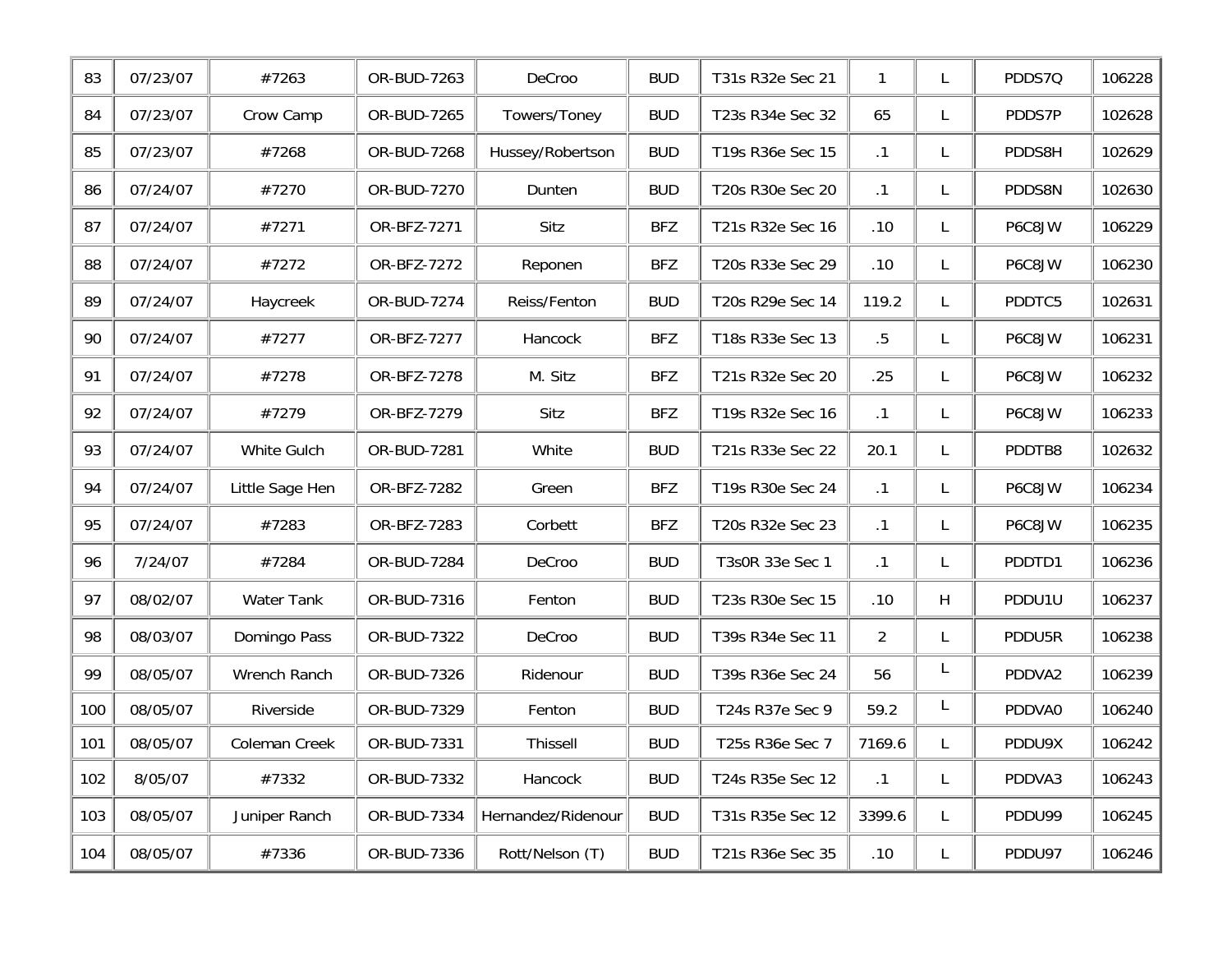| 83 | 07/23/07 | #7263 | OR-BUD-7263 | DeCroo | BUD | T31s R32e Sec 21 | 1 | L | PDDS7Q | 106228 |
|---|---|---|---|---|---|---|---|---|---|---|
| 84 | 07/23/07 | Crow Camp | OR-BUD-7265 | Towers/Toney | BUD | T23s R34e Sec 32 | 65 | L | PDDS7P | 102628 |
| 85 | 07/23/07 | #7268 | OR-BUD-7268 | Hussey/Robertson | BUD | T19s R36e Sec 15 | .1 | L | PDDS8H | 102629 |
| 86 | 07/24/07 | #7270 | OR-BUD-7270 | Dunten | BUD | T20s R30e Sec 20 | .1 | L | PDDS8N | 102630 |
| 87 | 07/24/07 | #7271 | OR-BFZ-7271 | Sitz | BFZ | T21s R32e Sec 16 | .10 | L | P6C8JW | 106229 |
| 88 | 07/24/07 | #7272 | OR-BFZ-7272 | Reponen | BFZ | T20s R33e Sec 29 | .10 | L | P6C8JW | 106230 |
| 89 | 07/24/07 | Haycreek | OR-BUD-7274 | Reiss/Fenton | BUD | T20s R29e Sec 14 | 119.2 | L | PDDTC5 | 102631 |
| 90 | 07/24/07 | #7277 | OR-BFZ-7277 | Hancock | BFZ | T18s R33e Sec 13 | .5 | L | P6C8JW | 106231 |
| 91 | 07/24/07 | #7278 | OR-BFZ-7278 | M. Sitz | BFZ | T21s R32e Sec 20 | .25 | L | P6C8JW | 106232 |
| 92 | 07/24/07 | #7279 | OR-BFZ-7279 | Sitz | BFZ | T19s R32e Sec 16 | .1 | L | P6C8JW | 106233 |
| 93 | 07/24/07 | White Gulch | OR-BUD-7281 | White | BUD | T21s R33e Sec 22 | 20.1 | L | PDDTB8 | 102632 |
| 94 | 07/24/07 | Little Sage Hen | OR-BFZ-7282 | Green | BFZ | T19s R30e Sec 24 | .1 | L | P6C8JW | 106234 |
| 95 | 07/24/07 | #7283 | OR-BFZ-7283 | Corbett | BFZ | T20s R32e Sec 23 | .1 | L | P6C8JW | 106235 |
| 96 | 7/24/07 | #7284 | OR-BUD-7284 | DeCroo | BUD | T3s0R 33e Sec 1 | .1 | L | PDDTD1 | 106236 |
| 97 | 08/02/07 | Water Tank | OR-BUD-7316 | Fenton | BUD | T23s R30e Sec 15 | .10 | H | PDDU1U | 106237 |
| 98 | 08/03/07 | Domingo Pass | OR-BUD-7322 | DeCroo | BUD | T39s R34e Sec 11 | 2 | L | PDDU5R | 106238 |
| 99 | 08/05/07 | Wrench Ranch | OR-BUD-7326 | Ridenour | BUD | T39s R36e Sec 24 | 56 | L | PDDVA2 | 106239 |
| 100 | 08/05/07 | Riverside | OR-BUD-7329 | Fenton | BUD | T24s R37e Sec 9 | 59.2 | L | PDDVA0 | 106240 |
| 101 | 08/05/07 | Coleman Creek | OR-BUD-7331 | Thissell | BUD | T25s R36e Sec 7 | 7169.6 | L | PDDU9X | 106242 |
| 102 | 8/05/07 | #7332 | OR-BUD-7332 | Hancock | BUD | T24s R35e Sec 12 | .1 | L | PDDVA3 | 106243 |
| 103 | 08/05/07 | Juniper Ranch | OR-BUD-7334 | Hernandez/Ridenour | BUD | T31s R35e Sec 12 | 3399.6 | L | PDDU99 | 106245 |
| 104 | 08/05/07 | #7336 | OR-BUD-7336 | Rott/Nelson (T) | BUD | T21s R36e Sec 35 | .10 | L | PDDU97 | 106246 |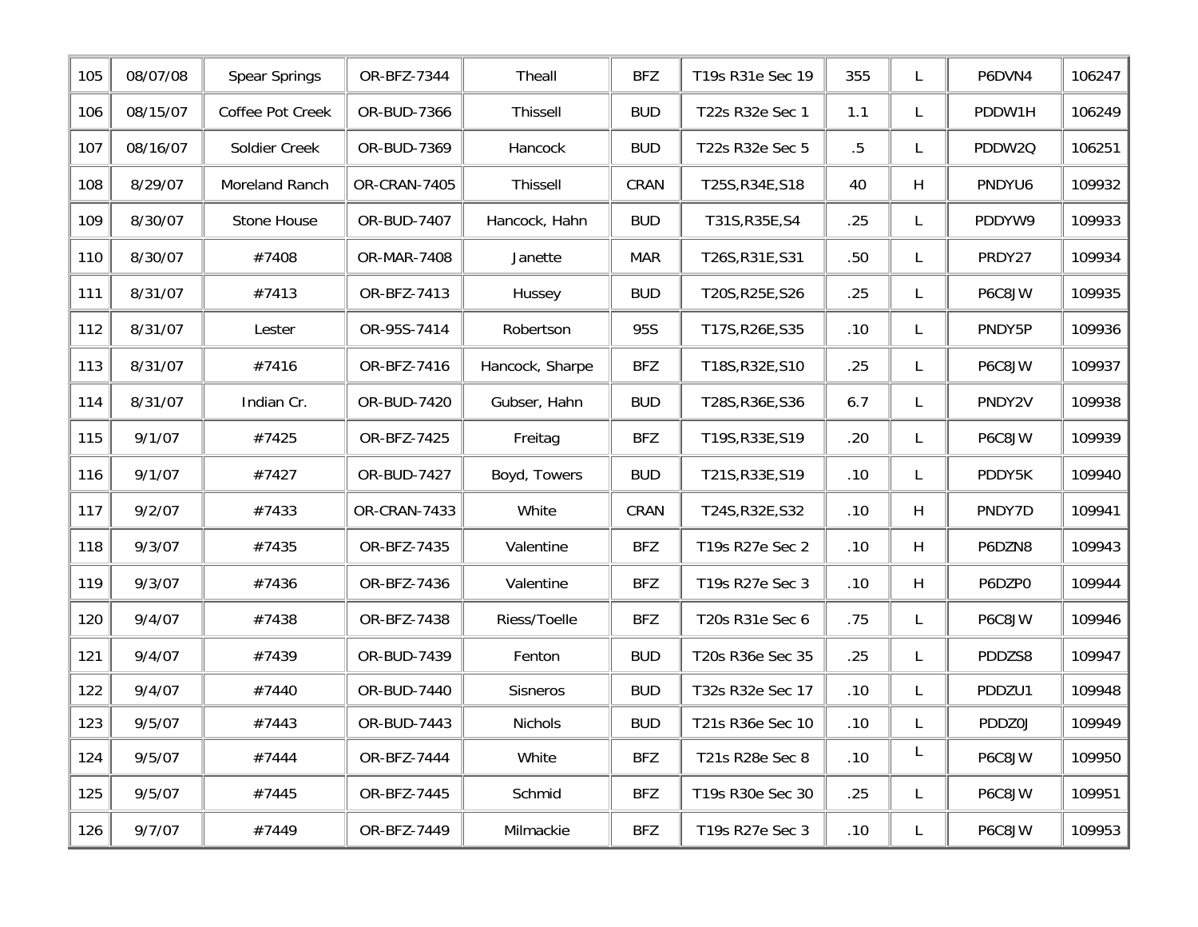| 105 | 08/07/08 | Spear Springs | OR-BFZ-7344 | Theall | BFZ | T19s R31e Sec 19 | 355 | L | P6DVN4 | 106247 |
|---|---|---|---|---|---|---|---|---|---|---|
| 106 | 08/15/07 | Coffee Pot Creek | OR-BUD-7366 | Thissell | BUD | T22s R32e Sec 1 | 1.1 | L | PDDW1H | 106249 |
| 107 | 08/16/07 | Soldier Creek | OR-BUD-7369 | Hancock | BUD | T22s R32e Sec 5 | .5 | L | PDDW2Q | 106251 |
| 108 | 8/29/07 | Moreland Ranch | OR-CRAN-7405 | Thissell | CRAN | T25S,R34E,S18 | 40 | H | PNDYU6 | 109932 |
| 109 | 8/30/07 | Stone House | OR-BUD-7407 | Hancock, Hahn | BUD | T31S,R35E,S4 | .25 | L | PDDYW9 | 109933 |
| 110 | 8/30/07 | #7408 | OR-MAR-7408 | Janette | MAR | T26S,R31E,S31 | .50 | L | PRDY27 | 109934 |
| 111 | 8/31/07 | #7413 | OR-BFZ-7413 | Hussey | BUD | T20S,R25E,S26 | .25 | L | P6C8JW | 109935 |
| 112 | 8/31/07 | Lester | OR-95S-7414 | Robertson | 95S | T17S,R26E,S35 | .10 | L | PNDY5P | 109936 |
| 113 | 8/31/07 | #7416 | OR-BFZ-7416 | Hancock, Sharpe | BFZ | T18S,R32E,S10 | .25 | L | P6C8JW | 109937 |
| 114 | 8/31/07 | Indian Cr. | OR-BUD-7420 | Gubser, Hahn | BUD | T28S,R36E,S36 | 6.7 | L | PNDY2V | 109938 |
| 115 | 9/1/07 | #7425 | OR-BFZ-7425 | Freitag | BFZ | T19S,R33E,S19 | .20 | L | P6C8JW | 109939 |
| 116 | 9/1/07 | #7427 | OR-BUD-7427 | Boyd, Towers | BUD | T21S,R33E,S19 | .10 | L | PDDY5K | 109940 |
| 117 | 9/2/07 | #7433 | OR-CRAN-7433 | White | CRAN | T24S,R32E,S32 | .10 | H | PNDY7D | 109941 |
| 118 | 9/3/07 | #7435 | OR-BFZ-7435 | Valentine | BFZ | T19s R27e Sec 2 | .10 | H | P6DZN8 | 109943 |
| 119 | 9/3/07 | #7436 | OR-BFZ-7436 | Valentine | BFZ | T19s R27e Sec 3 | .10 | H | P6DZP0 | 109944 |
| 120 | 9/4/07 | #7438 | OR-BFZ-7438 | Riess/Toelle | BFZ | T20s R31e Sec 6 | .75 | L | P6C8JW | 109946 |
| 121 | 9/4/07 | #7439 | OR-BUD-7439 | Fenton | BUD | T20s R36e Sec 35 | .25 | L | PDDZS8 | 109947 |
| 122 | 9/4/07 | #7440 | OR-BUD-7440 | Sisneros | BUD | T32s R32e Sec 17 | .10 | L | PDDZU1 | 109948 |
| 123 | 9/5/07 | #7443 | OR-BUD-7443 | Nichols | BUD | T21s R36e Sec 10 | .10 | L | PDDZ0J | 109949 |
| 124 | 9/5/07 | #7444 | OR-BFZ-7444 | White | BFZ | T21s R28e Sec 8 | .10 | L | P6C8JW | 109950 |
| 125 | 9/5/07 | #7445 | OR-BFZ-7445 | Schmid | BFZ | T19s R30e Sec 30 | .25 | L | P6C8JW | 109951 |
| 126 | 9/7/07 | #7449 | OR-BFZ-7449 | Milmackie | BFZ | T19s R27e Sec 3 | .10 | L | P6C8JW | 109953 |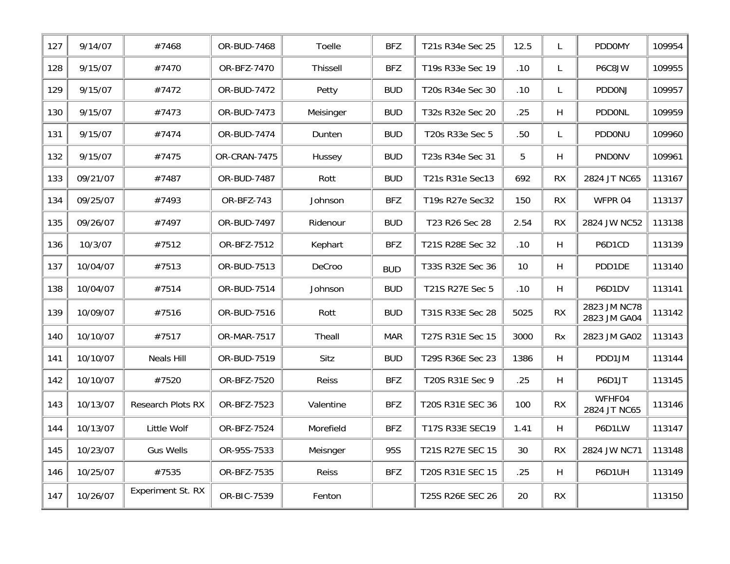| | | | | | | | | | | |
|---|---|---|---|---|---|---|---|---|---|---|
| 127 | 9/14/07 | #7468 | OR-BUD-7468 | Toelle | BFZ | T21s R34e Sec 25 | 12.5 | L | PDD0MY | 109954 |
| 128 | 9/15/07 | #7470 | OR-BFZ-7470 | Thissell | BFZ | T19s R33e Sec 19 | .10 | L | P6C8JW | 109955 |
| 129 | 9/15/07 | #7472 | OR-BUD-7472 | Petty | BUD | T20s R34e Sec 30 | .10 | L | PDD0NJ | 109957 |
| 130 | 9/15/07 | #7473 | OR-BUD-7473 | Meisinger | BUD | T32s R32e Sec 20 | .25 | H | PDD0NL | 109959 |
| 131 | 9/15/07 | #7474 | OR-BUD-7474 | Dunten | BUD | T20s R33e Sec 5 | .50 | L | PDD0NU | 109960 |
| 132 | 9/15/07 | #7475 | OR-CRAN-7475 | Hussey | BUD | T23s R34e Sec 31 | 5 | H | PND0NV | 109961 |
| 133 | 09/21/07 | #7487 | OR-BUD-7487 | Rott | BUD | T21s R31e Sec13 | 692 | RX | 2824 JT NC65 | 113167 |
| 134 | 09/25/07 | #7493 | OR-BFZ-743 | Johnson | BFZ | T19s R27e Sec32 | 150 | RX | WFPR 04 | 113137 |
| 135 | 09/26/07 | #7497 | OR-BUD-7497 | Ridenour | BUD | T23 R26 Sec 28 | 2.54 | RX | 2824 JW NC52 | 113138 |
| 136 | 10/3/07 | #7512 | OR-BFZ-7512 | Kephart | BFZ | T21S R28E Sec 32 | .10 | H | P6D1CD | 113139 |
| 137 | 10/04/07 | #7513 | OR-BUD-7513 | DeCroo | BUD | T33S R32E Sec 36 | 10 | H | PDD1DE | 113140 |
| 138 | 10/04/07 | #7514 | OR-BUD-7514 | Johnson | BUD | T21S R27E Sec 5 | .10 | H | P6D1DV | 113141 |
| 139 | 10/09/07 | #7516 | OR-BUD-7516 | Rott | BUD | T31S R33E Sec 28 | 5025 | RX | 2823 JM NC78 2823 JM GA04 | 113142 |
| 140 | 10/10/07 | #7517 | OR-MAR-7517 | Theall | MAR | T27S R31E Sec 15 | 3000 | Rx | 2823 JM GA02 | 113143 |
| 141 | 10/10/07 | Neals Hill | OR-BUD-7519 | Sitz | BUD | T29S R36E Sec 23 | 1386 | H | PDD1JM | 113144 |
| 142 | 10/10/07 | #7520 | OR-BFZ-7520 | Reiss | BFZ | T20S R31E Sec 9 | .25 | H | P6D1JT | 113145 |
| 143 | 10/13/07 | Research Plots RX | OR-BFZ-7523 | Valentine | BFZ | T20S R31E SEC 36 | 100 | RX | WFHF04 2824 JT NC65 | 113146 |
| 144 | 10/13/07 | Little Wolf | OR-BFZ-7524 | Morefield | BFZ | T17S R33E SEC19 | 1.41 | H | P6D1LW | 113147 |
| 145 | 10/23/07 | Gus Wells | OR-95S-7533 | Meisnger | 95S | T21S R27E SEC 15 | 30 | RX | 2824 JW NC71 | 113148 |
| 146 | 10/25/07 | #7535 | OR-BFZ-7535 | Reiss | BFZ | T20S R31E SEC 15 | .25 | H | P6D1UH | 113149 |
| 147 | 10/26/07 | Experiment St. RX | OR-BIC-7539 | Fenton | | T25S R26E SEC 26 | 20 | RX | | 113150 |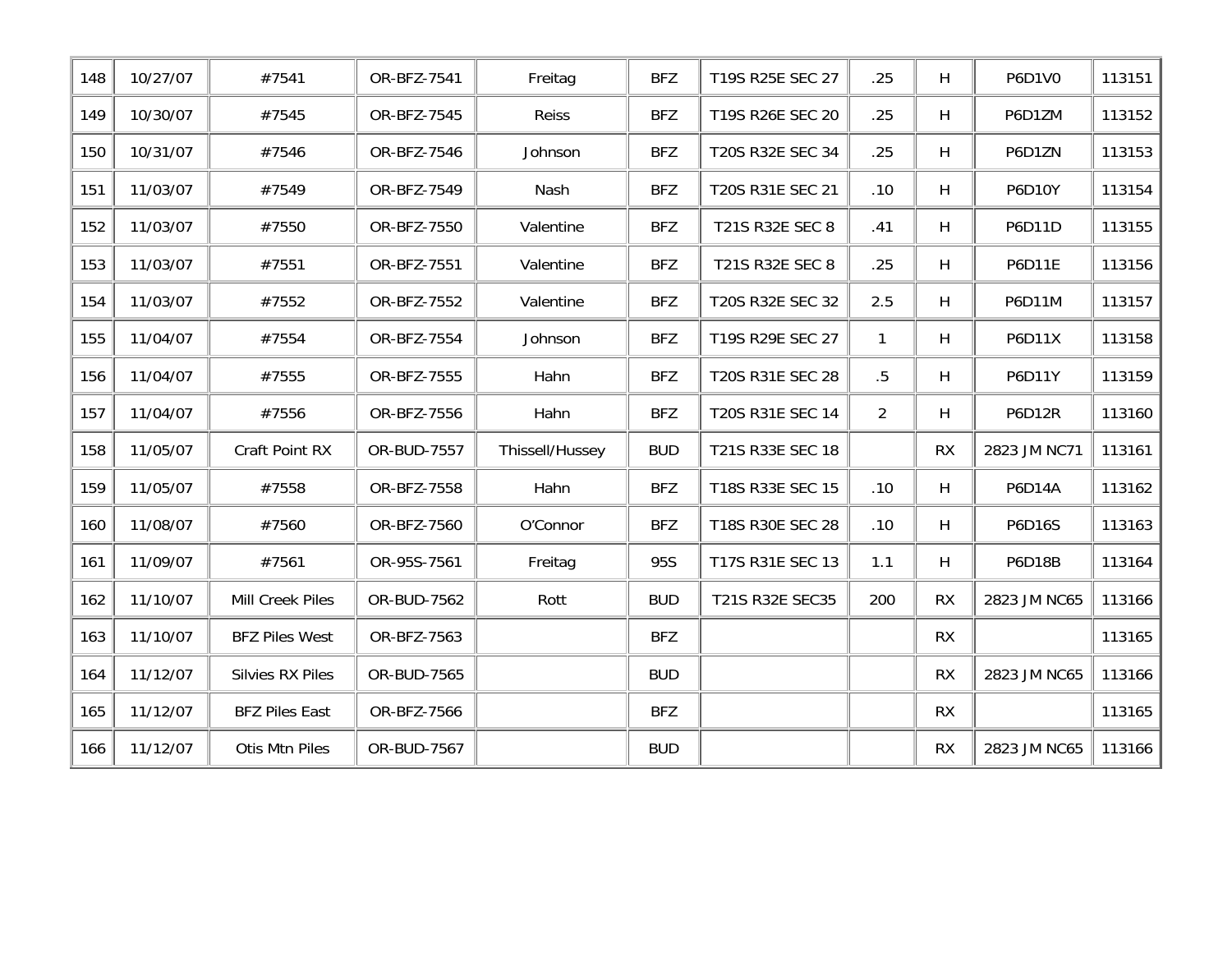| | | | | | | | | | | |
|---|---|---|---|---|---|---|---|---|---|---|
| 148 | 10/27/07 | #7541 | OR-BFZ-7541 | Freitag | BFZ | T19S R25E SEC 27 | .25 | H | P6D1V0 | 113151 |
| 149 | 10/30/07 | #7545 | OR-BFZ-7545 | Reiss | BFZ | T19S R26E SEC 20 | .25 | H | P6D1ZM | 113152 |
| 150 | 10/31/07 | #7546 | OR-BFZ-7546 | Johnson | BFZ | T20S R32E SEC 34 | .25 | H | P6D1ZN | 113153 |
| 151 | 11/03/07 | #7549 | OR-BFZ-7549 | Nash | BFZ | T20S R31E SEC 21 | .10 | H | P6D10Y | 113154 |
| 152 | 11/03/07 | #7550 | OR-BFZ-7550 | Valentine | BFZ | T21S R32E SEC 8 | .41 | H | P6D11D | 113155 |
| 153 | 11/03/07 | #7551 | OR-BFZ-7551 | Valentine | BFZ | T21S R32E SEC 8 | .25 | H | P6D11E | 113156 |
| 154 | 11/03/07 | #7552 | OR-BFZ-7552 | Valentine | BFZ | T20S R32E SEC 32 | 2.5 | H | P6D11M | 113157 |
| 155 | 11/04/07 | #7554 | OR-BFZ-7554 | Johnson | BFZ | T19S R29E SEC 27 | 1 | H | P6D11X | 113158 |
| 156 | 11/04/07 | #7555 | OR-BFZ-7555 | Hahn | BFZ | T20S R31E SEC 28 | .5 | H | P6D11Y | 113159 |
| 157 | 11/04/07 | #7556 | OR-BFZ-7556 | Hahn | BFZ | T20S R31E SEC 14 | 2 | H | P6D12R | 113160 |
| 158 | 11/05/07 | Craft Point RX | OR-BUD-7557 | Thissell/Hussey | BUD | T21S R33E SEC 18 | | RX | 2823 JM NC71 | 113161 |
| 159 | 11/05/07 | #7558 | OR-BFZ-7558 | Hahn | BFZ | T18S R33E SEC 15 | .10 | H | P6D14A | 113162 |
| 160 | 11/08/07 | #7560 | OR-BFZ-7560 | O'Connor | BFZ | T18S R30E SEC 28 | .10 | H | P6D16S | 113163 |
| 161 | 11/09/07 | #7561 | OR-95S-7561 | Freitag | 95S | T17S R31E SEC 13 | 1.1 | H | P6D18B | 113164 |
| 162 | 11/10/07 | Mill Creek Piles | OR-BUD-7562 | Rott | BUD | T21S R32E SEC35 | 200 | RX | 2823 JM NC65 | 113166 |
| 163 | 11/10/07 | BFZ Piles West | OR-BFZ-7563 | | BFZ | | | RX | | 113165 |
| 164 | 11/12/07 | Silvies RX Piles | OR-BUD-7565 | | BUD | | | RX | 2823 JM NC65 | 113166 |
| 165 | 11/12/07 | BFZ Piles East | OR-BFZ-7566 | | BFZ | | | RX | | 113165 |
| 166 | 11/12/07 | Otis Mtn Piles | OR-BUD-7567 | | BUD | | | RX | 2823 JM NC65 | 113166 |